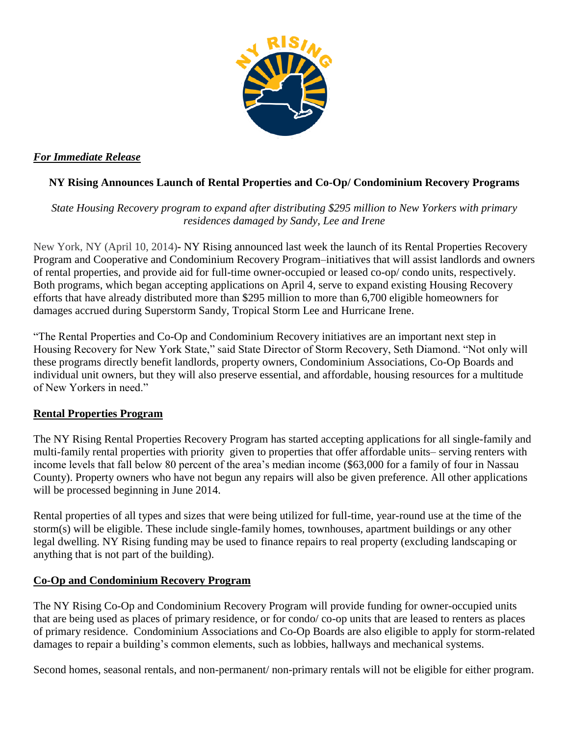***For Immediate Release***

**NY Rising Announces Launch of Rental Properties and Co-Op/ Condominium Recovery Programs**

*State Housing Recovery program to expand after distributing $295 million to New Yorkers with primary residences damaged by Sandy, Lee and Irene*

New York, NY (April 10, 2014)- NY Rising announced last week the launch of its Rental Properties Recovery Program and Cooperative and Condominium Recovery Program–initiatives that will assist landlords and owners of rental properties, and provide aid for full-time owner-occupied or leased co-op/ condo units, respectively. Both programs, which began accepting applications on April 4, serve to expand existing Housing Recovery efforts that have already distributed more than $295 million to more than 6,700 eligible homeowners for damages accrued during Superstorm Sandy, Tropical Storm Lee and Hurricane Irene.

"The Rental Properties and Co-Op and Condominium Recovery initiatives are an important next step in Housing Recovery for New York State," said State Director of Storm Recovery, Seth Diamond. "Not only will these programs directly benefit landlords, property owners, Condominium Associations, Co-Op Boards and individual unit owners, but they will also preserve essential, and affordable, housing resources for a multitude of New Yorkers in need."

## Rental Properties Program

The NY Rising Rental Properties Recovery Program has started accepting applications for all single-family and multi-family rental properties with priority given to properties that offer affordable units– serving renters with income levels that fall below 80 percent of the area's median income ($63,000 for a family of four in Nassau County). Property owners who have not begun any repairs will also be given preference. All other applications will be processed beginning in June 2014.

Rental properties of all types and sizes that were being utilized for full-time, year-round use at the time of the storm(s) will be eligible. These include single-family homes, townhouses, apartment buildings or any other legal dwelling. NY Rising funding may be used to finance repairs to real property (excluding landscaping or anything that is not part of the building).

## Co-Op and Condominium Recovery Program

The NY Rising Co-Op and Condominium Recovery Program will provide funding for owner-occupied units that are being used as places of primary residence, or for condo/ co-op units that are leased to renters as places of primary residence. Condominium Associations and Co-Op Boards are also eligible to apply for storm-related damages to repair a building's common elements, such as lobbies, hallways and mechanical systems.

Second homes, seasonal rentals, and non-permanent/ non-primary rentals will not be eligible for either program.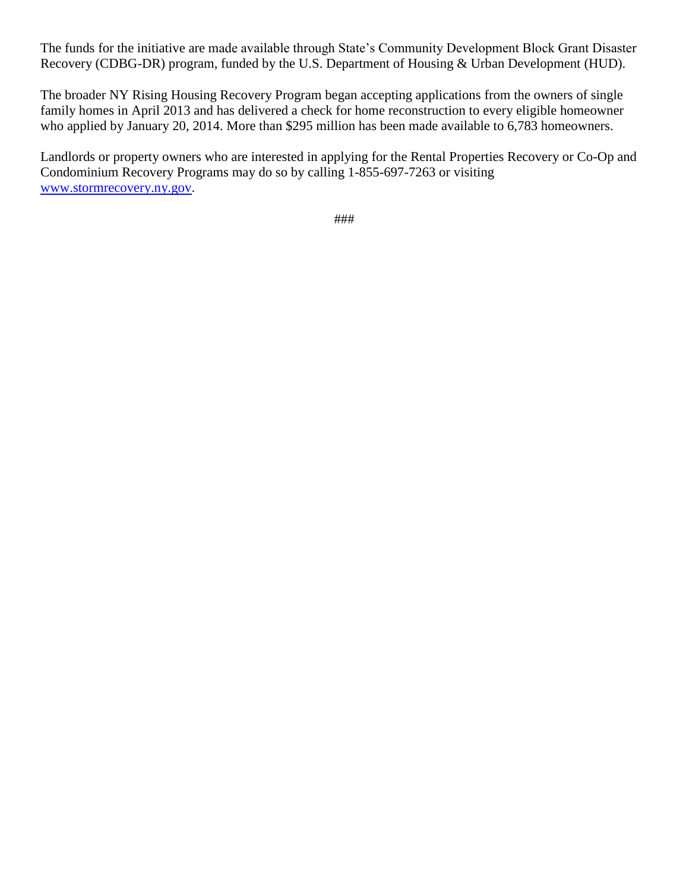The funds for the initiative are made available through State's Community Development Block Grant Disaster Recovery (CDBG-DR) program, funded by the U.S. Department of Housing & Urban Development (HUD).

The broader NY Rising Housing Recovery Program began accepting applications from the owners of single family homes in April 2013 and has delivered a check for home reconstruction to every eligible homeowner who applied by January 20, 2014. More than $295 million has been made available to 6,783 homeowners.

Landlords or property owners who are interested in applying for the Rental Properties Recovery or Co-Op and Condominium Recovery Programs may do so by calling 1-855-697-7263 or visiting [www.stormrecovery.ny.gov](http://www.stormrecovery.ny.gov).

###